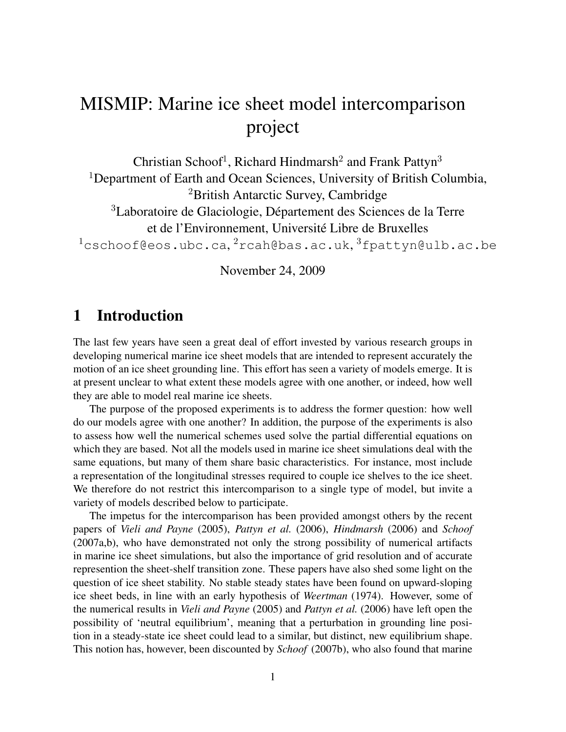# MISMIP: Marine ice sheet model intercomparison project

Christian Schoof[1], Richard Hindmarsh[2] and Frank Pattyn[3]

[1]Department of Earth and Ocean Sciences, University of British Columbia,
[2]British Antarctic Survey, Cambridge
[3]Laboratoire de Glaciologie, Département des Sciences de la Terre et de l'Environnement, Université Libre de Bruxelles

[1]cschoof@eos.ubc.ca, [2]rcah@bas.ac.uk, [3]fpattyn@ulb.ac.be

November 24, 2009

## 1 Introduction

The last few years have seen a great deal of effort invested by various research groups in developing numerical marine ice sheet models that are intended to represent accurately the motion of an ice sheet grounding line. This effort has seen a variety of models emerge. It is at present unclear to what extent these models agree with one another, or indeed, how well they are able to model real marine ice sheets.

The purpose of the proposed experiments is to address the former question: how well do our models agree with one another? In addition, the purpose of the experiments is also to assess how well the numerical schemes used solve the partial differential equations on which they are based. Not all the models used in marine ice sheet simulations deal with the same equations, but many of them share basic characteristics. For instance, most include a representation of the longitudinal stresses required to couple ice shelves to the ice sheet. We therefore do not restrict this intercomparison to a single type of model, but invite a variety of models described below to participate.

The impetus for the intercomparison has been provided amongst others by the recent papers of *Vieli and Payne* (2005), *Pattyn et al.* (2006), *Hindmarsh* (2006) and *Schoof* (2007a,b), who have demonstrated not only the strong possibility of numerical artifacts in marine ice sheet simulations, but also the importance of grid resolution and of accurate represention the sheet-shelf transition zone. These papers have also shed some light on the question of ice sheet stability. No stable steady states have been found on upward-sloping ice sheet beds, in line with an early hypothesis of *Weertman* (1974). However, some of the numerical results in *Vieli and Payne* (2005) and *Pattyn et al.* (2006) have left open the possibility of 'neutral equilibrium', meaning that a perturbation in grounding line position in a steady-state ice sheet could lead to a similar, but distinct, new equilibrium shape. This notion has, however, been discounted by *Schoof* (2007b), who also found that marine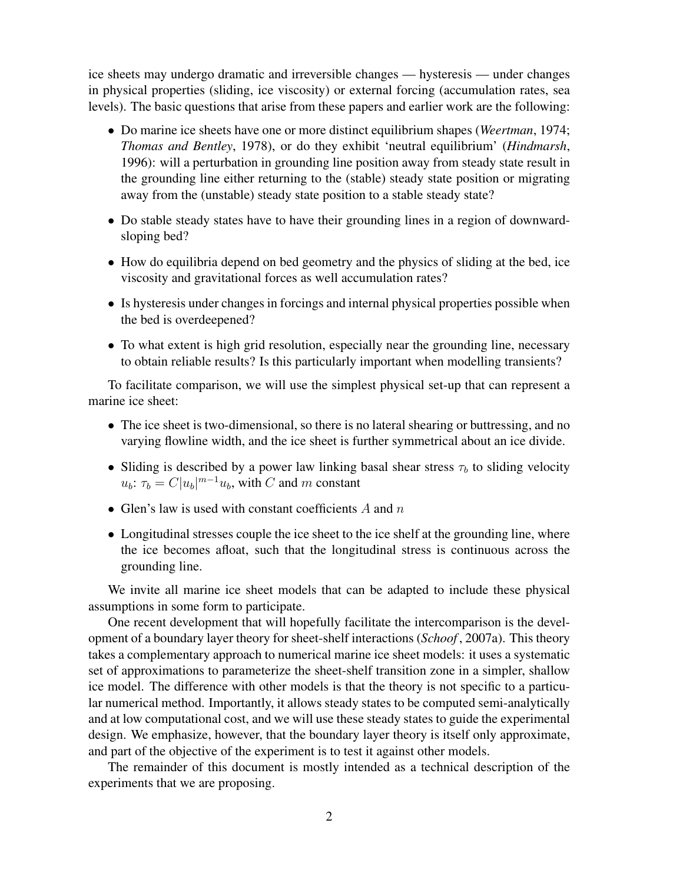ice sheets may undergo dramatic and irreversible changes — hysteresis — under changes in physical properties (sliding, ice viscosity) or external forcing (accumulation rates, sea levels). The basic questions that arise from these papers and earlier work are the following:

- Do marine ice sheets have one or more distinct equilibrium shapes (*Weertman*, 1974; *Thomas and Bentley*, 1978), or do they exhibit 'neutral equilibrium' (*Hindmarsh*, 1996): will a perturbation in grounding line position away from steady state result in the grounding line either returning to the (stable) steady state position or migrating away from the (unstable) steady state position to a stable steady state?
- Do stable steady states have to have their grounding lines in a region of downward-sloping bed?
- How do equilibria depend on bed geometry and the physics of sliding at the bed, ice viscosity and gravitational forces as well accumulation rates?
- Is hysteresis under changes in forcings and internal physical properties possible when the bed is overdeepened?
- To what extent is high grid resolution, especially near the grounding line, necessary to obtain reliable results? Is this particularly important when modelling transients?

To facilitate comparison, we will use the simplest physical set-up that can represent a marine ice sheet:

- The ice sheet is two-dimensional, so there is no lateral shearing or buttressing, and no varying flowline width, and the ice sheet is further symmetrical about an ice divide.
- Sliding is described by a power law linking basal shear stress $\tau_b$ to sliding velocity $u_b$: $\tau_b = C|u_b|^{m-1}u_b$, with $C$ and $m$ constant
- Glen's law is used with constant coefficients $A$ and $n$
- Longitudinal stresses couple the ice sheet to the ice shelf at the grounding line, where the ice becomes afloat, such that the longitudinal stress is continuous across the grounding line.

We invite all marine ice sheet models that can be adapted to include these physical assumptions in some form to participate.

One recent development that will hopefully facilitate the intercomparison is the development of a boundary layer theory for sheet-shelf interactions (*Schoof*, 2007a). This theory takes a complementary approach to numerical marine ice sheet models: it uses a systematic set of approximations to parameterize the sheet-shelf transition zone in a simpler, shallow ice model. The difference with other models is that the theory is not specific to a particular numerical method. Importantly, it allows steady states to be computed semi-analytically and at low computational cost, and we will use these steady states to guide the experimental design. We emphasize, however, that the boundary layer theory is itself only approximate, and part of the objective of the experiment is to test it against other models.

The remainder of this document is mostly intended as a technical description of the experiments that we are proposing.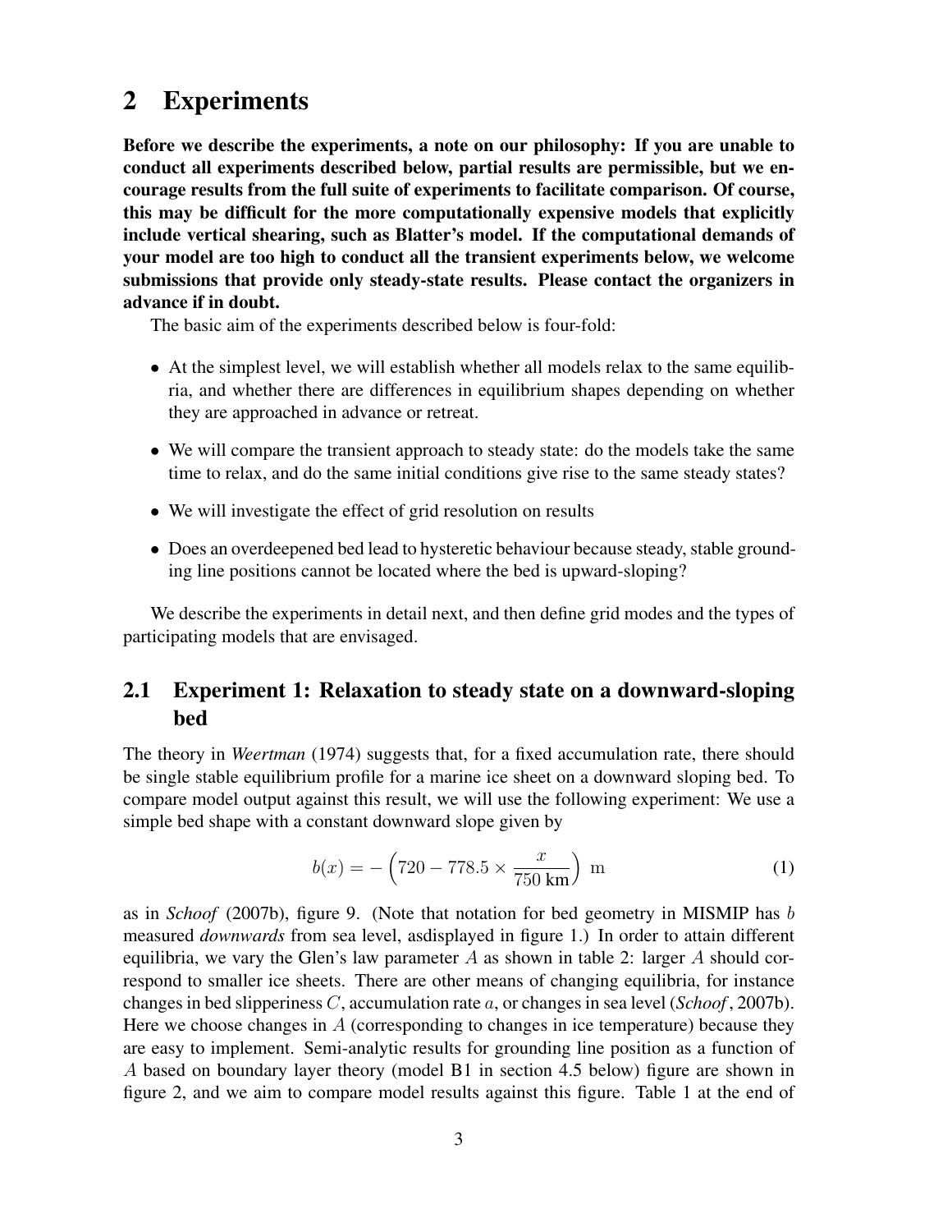## 2 Experiments

**Before we describe the experiments, a note on our philosophy: If you are unable to conduct all experiments described below, partial results are permissible, but we encourage results from the full suite of experiments to facilitate comparison. Of course, this may be difficult for the more computationally expensive models that explicitly include vertical shearing, such as Blatter's model. If the computational demands of your model are too high to conduct all the transient experiments below, we welcome submissions that provide only steady-state results. Please contact the organizers in advance if in doubt.**

The basic aim of the experiments described below is four-fold:

- At the simplest level, we will establish whether all models relax to the same equilibria, and whether there are differences in equilibrium shapes depending on whether they are approached in advance or retreat.
- We will compare the transient approach to steady state: do the models take the same time to relax, and do the same initial conditions give rise to the same steady states?
- We will investigate the effect of grid resolution on results
- Does an overdeepened bed lead to hysteretic behaviour because steady, stable grounding line positions cannot be located where the bed is upward-sloping?

We describe the experiments in detail next, and then define grid modes and the types of participating models that are envisaged.

### 2.1 Experiment 1: Relaxation to steady state on a downward-sloping bed

The theory in *Weertman* (1974) suggests that, for a fixed accumulation rate, there should be single stable equilibrium profile for a marine ice sheet on a downward sloping bed. To compare model output against this result, we will use the following experiment: We use a simple bed shape with a constant downward slope given by

$$b(x) = -\left(720 - 778.5 \times \frac{x}{750\ \text{km}}\right)\ \text{m} \tag{1}$$

as in *Schoof* (2007b), figure 9. (Note that notation for bed geometry in MISMIP has $b$ measured *downwards* from sea level, asdisplayed in figure 1.) In order to attain different equilibria, we vary the Glen's law parameter $A$ as shown in table 2: larger $A$ should correspond to smaller ice sheets. There are other means of changing equilibria, for instance changes in bed slipperiness $C$, accumulation rate $a$, or changes in sea level (*Schoof*, 2007b). Here we choose changes in $A$ (corresponding to changes in ice temperature) because they are easy to implement. Semi-analytic results for grounding line position as a function of $A$ based on boundary layer theory (model B1 in section 4.5 below) figure are shown in figure 2, and we aim to compare model results against this figure. Table 1 at the end of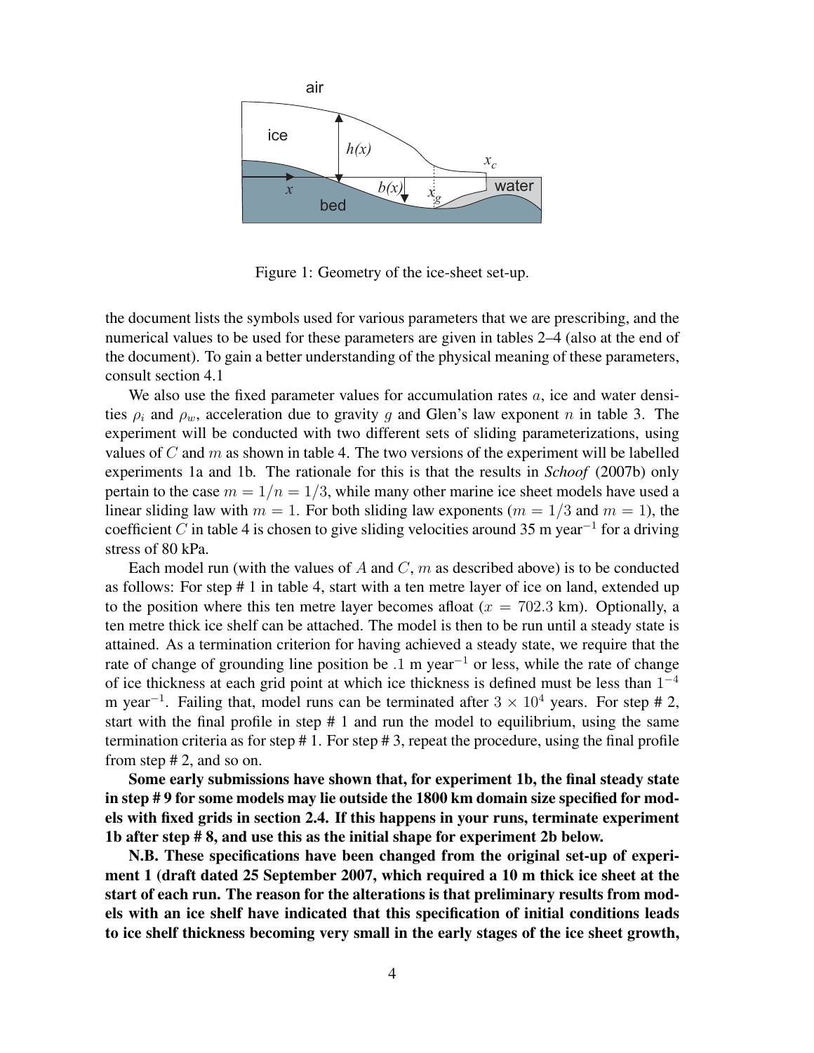Figure 1: Geometry of the ice-sheet set-up.

the document lists the symbols used for various parameters that we are prescribing, and the numerical values to be used for these parameters are given in tables 2–4 (also at the end of the document). To gain a better understanding of the physical meaning of these parameters, consult section 4.1

We also use the fixed parameter values for accumulation rates $a$, ice and water densities $\rho_i$ and $\rho_w$, acceleration due to gravity $g$ and Glen's law exponent $n$ in table 3. The experiment will be conducted with two different sets of sliding parameterizations, using values of $C$ and $m$ as shown in table 4. The two versions of the experiment will be labelled experiments 1a and 1b. The rationale for this is that the results in *Schoof* (2007b) only pertain to the case $m = 1/n = 1/3$, while many other marine ice sheet models have used a linear sliding law with $m = 1$. For both sliding law exponents ($m = 1/3$ and $m = 1$), the coefficient $C$ in table 4 is chosen to give sliding velocities around 35 m year$^{-1}$ for a driving stress of 80 kPa.

Each model run (with the values of $A$ and $C$, $m$ as described above) is to be conducted as follows: For step # 1 in table 4, start with a ten metre layer of ice on land, extended up to the position where this ten metre layer becomes afloat ($x = 702.3$ km). Optionally, a ten metre thick ice shelf can be attached. The model is then to be run until a steady state is attained. As a termination criterion for having achieved a steady state, we require that the rate of change of grounding line position be .1 m year$^{-1}$ or less, while the rate of change of ice thickness at each grid point at which ice thickness is defined must be less than $1^{-4}$ m year$^{-1}$. Failing that, model runs can be terminated after $3 \times 10^4$ years. For step # 2, start with the final profile in step # 1 and run the model to equilibrium, using the same termination criteria as for step # 1. For step # 3, repeat the procedure, using the final profile from step # 2, and so on.

**Some early submissions have shown that, for experiment 1b, the final steady state in step # 9 for some models may lie outside the 1800 km domain size specified for models with fixed grids in section 2.4. If this happens in your runs, terminate experiment 1b after step # 8, and use this as the initial shape for experiment 2b below.**

**N.B. These specifications have been changed from the original set-up of experiment 1 (draft dated 25 September 2007, which required a 10 m thick ice sheet at the start of each run. The reason for the alterations is that preliminary results from models with an ice shelf have indicated that this specification of initial conditions leads to ice shelf thickness becoming very small in the early stages of the ice sheet growth,**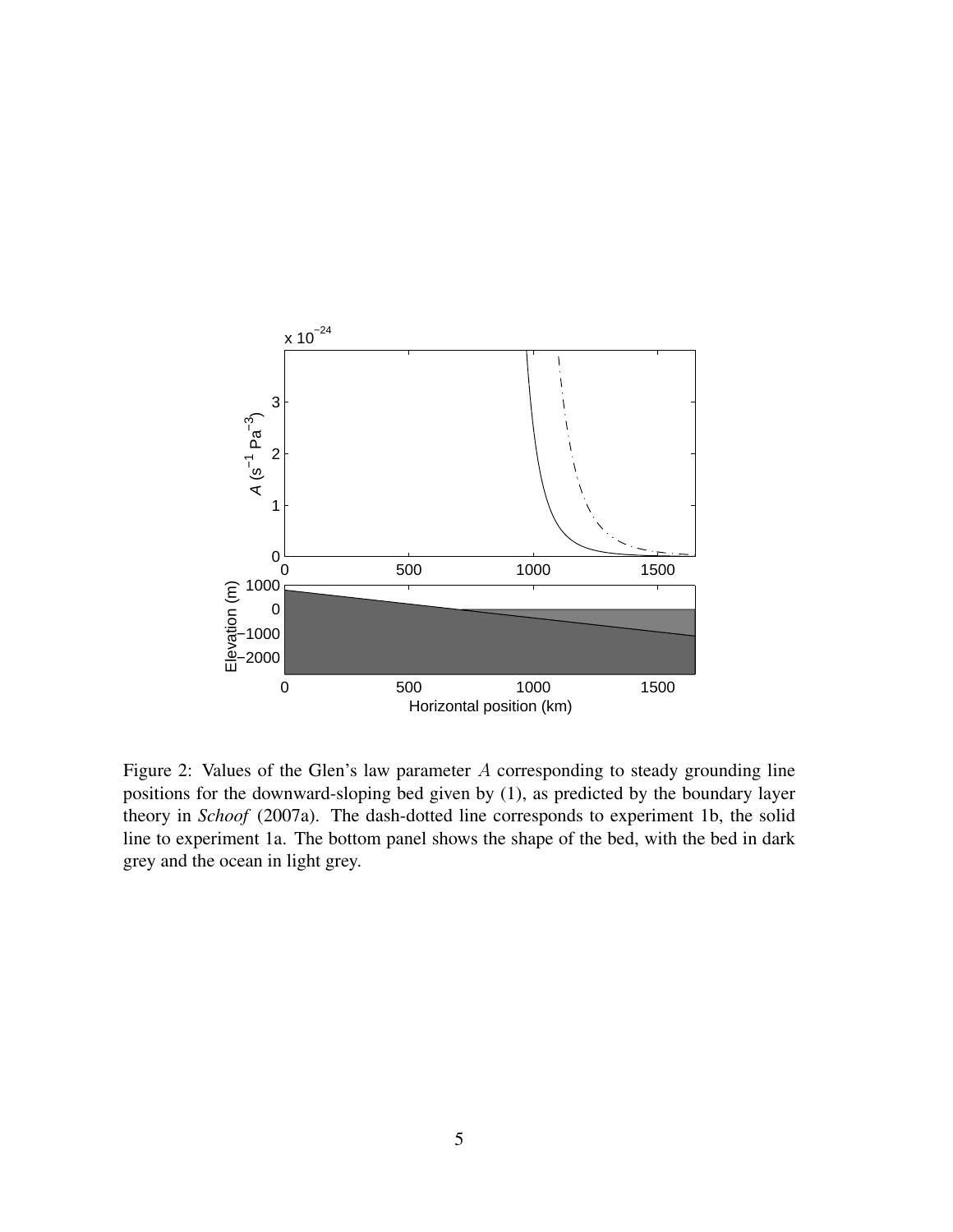Figure 2: Values of the Glen's law parameter $A$ corresponding to steady grounding line positions for the downward-sloping bed given by (1), as predicted by the boundary layer theory in *Schoof* (2007a). The dash-dotted line corresponds to experiment 1b, the solid line to experiment 1a. The bottom panel shows the shape of the bed, with the bed in dark grey and the ocean in light grey.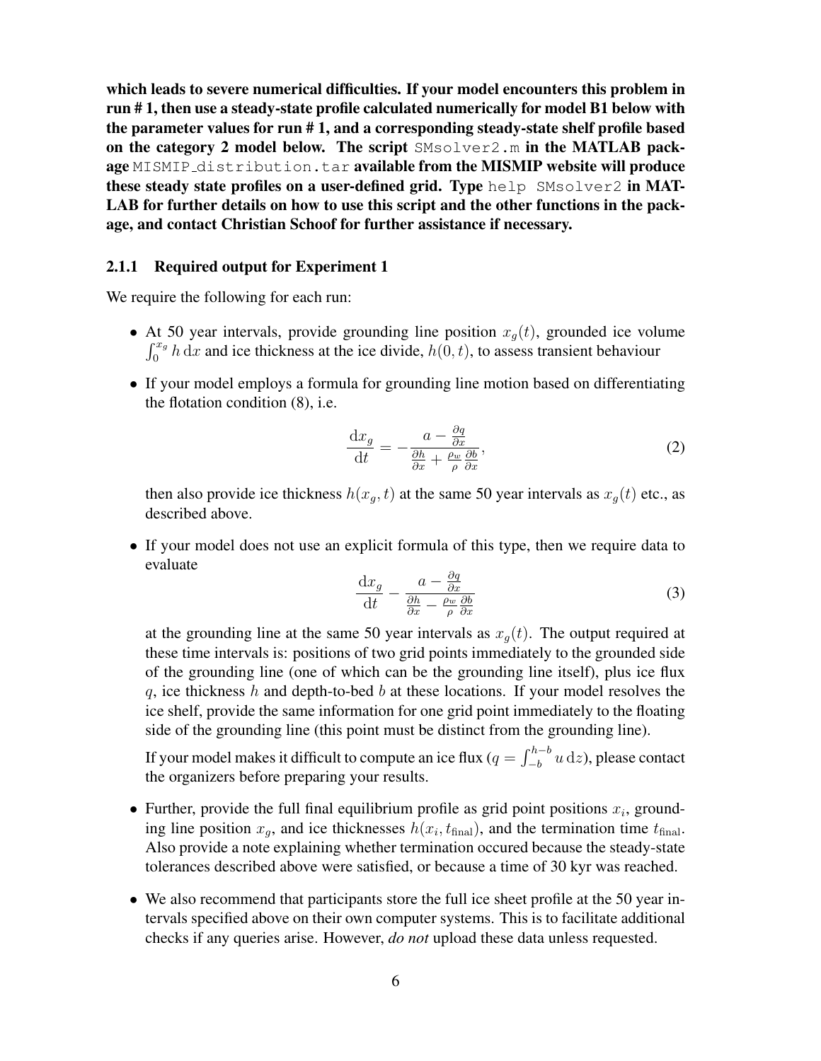**which leads to severe numerical difficulties. If your model encounters this problem in run # 1, then use a steady-state profile calculated numerically for model B1 below with the parameter values for run # 1, and a corresponding steady-state shelf profile based on the category 2 model below. The script `SMsolver2.m` in the MATLAB package `MISMIP_distribution.tar` available from the MISMIP website will produce these steady state profiles on a user-defined grid. Type `help SMsolver2` in MATLAB for further details on how to use this script and the other functions in the package, and contact Christian Schoof for further assistance if necessary.**

### 2.1.1 Required output for Experiment 1

We require the following for each run:

- At 50 year intervals, provide grounding line position $x_g(t)$, grounded ice volume $\int_0^{x_g} h \, \mathrm{d}x$ and ice thickness at the ice divide, $h(0, t)$, to assess transient behaviour

- If your model employs a formula for grounding line motion based on differentiating the flotation condition (8), i.e.

$$\frac{\mathrm{d}x_g}{\mathrm{d}t} = -\frac{a - \frac{\partial q}{\partial x}}{\frac{\partial h}{\partial x} + \frac{\rho_w}{\rho}\frac{\partial b}{\partial x}}, \tag{2}$$

  then also provide ice thickness $h(x_g, t)$ at the same 50 year intervals as $x_g(t)$ etc., as described above.

- If your model does not use an explicit formula of this type, then we require data to evaluate

$$\frac{\mathrm{d}x_g}{\mathrm{d}t} - \frac{a - \frac{\partial q}{\partial x}}{\frac{\partial h}{\partial x} - \frac{\rho_w}{\rho}\frac{\partial b}{\partial x}} \tag{3}$$

  at the grounding line at the same 50 year intervals as $x_g(t)$. The output required at these time intervals is: positions of two grid points immediately to the grounded side of the grounding line (one of which can be the grounding line itself), plus ice flux $q$, ice thickness $h$ and depth-to-bed $b$ at these locations. If your model resolves the ice shelf, provide the same information for one grid point immediately to the floating side of the grounding line (this point must be distinct from the grounding line).

  If your model makes it difficult to compute an ice flux ($q = \int_{-b}^{h-b} u \, \mathrm{d}z$), please contact the organizers before preparing your results.

- Further, provide the full final equilibrium profile as grid point positions $x_i$, grounding line position $x_g$, and ice thicknesses $h(x_i, t_{\mathrm{final}})$, and the termination time $t_{\mathrm{final}}$. Also provide a note explaining whether termination occured because the steady-state tolerances described above were satisfied, or because a time of 30 kyr was reached.

- We also recommend that participants store the full ice sheet profile at the 50 year intervals specified above on their own computer systems. This is to facilitate additional checks if any queries arise. However, *do not* upload these data unless requested.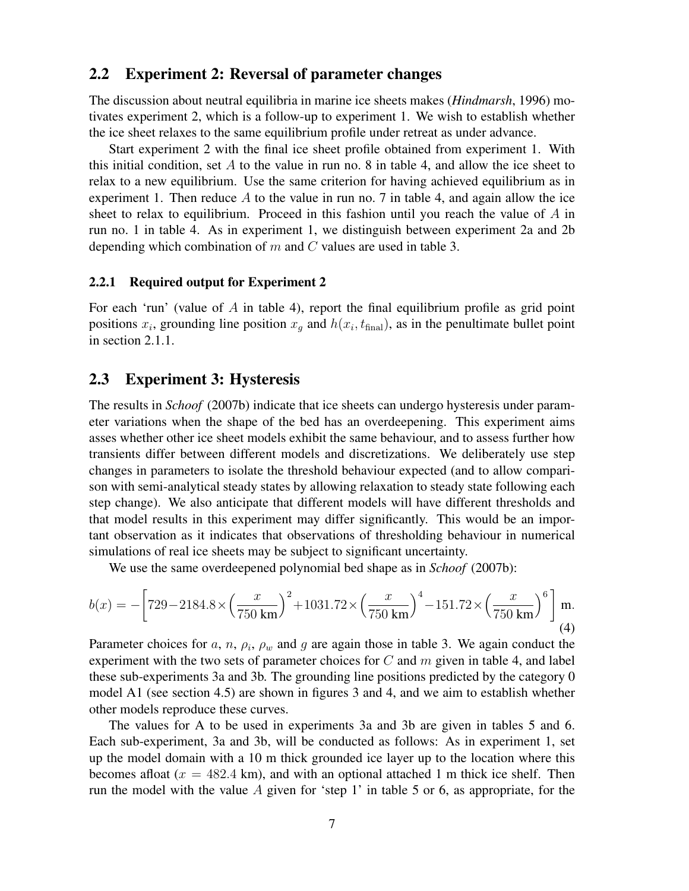## 2.2 Experiment 2: Reversal of parameter changes

The discussion about neutral equilibria in marine ice sheets makes (*Hindmarsh*, 1996) motivates experiment 2, which is a follow-up to experiment 1. We wish to establish whether the ice sheet relaxes to the same equilibrium profile under retreat as under advance.

Start experiment 2 with the final ice sheet profile obtained from experiment 1. With this initial condition, set $A$ to the value in run no. 8 in table 4, and allow the ice sheet to relax to a new equilibrium. Use the same criterion for having achieved equilibrium as in experiment 1. Then reduce $A$ to the value in run no. 7 in table 4, and again allow the ice sheet to relax to equilibrium. Proceed in this fashion until you reach the value of $A$ in run no. 1 in table 4. As in experiment 1, we distinguish between experiment 2a and 2b depending which combination of $m$ and $C$ values are used in table 3.

### 2.2.1 Required output for Experiment 2

For each 'run' (value of $A$ in table 4), report the final equilibrium profile as grid point positions $x_i$, grounding line position $x_g$ and $h(x_i, t_{\text{final}})$, as in the penultimate bullet point in section 2.1.1.

## 2.3 Experiment 3: Hysteresis

The results in *Schoof* (2007b) indicate that ice sheets can undergo hysteresis under parameter variations when the shape of the bed has an overdeepening. This experiment aims asses whether other ice sheet models exhibit the same behaviour, and to assess further how transients differ between different models and discretizations. We deliberately use step changes in parameters to isolate the threshold behaviour expected (and to allow comparison with semi-analytical steady states by allowing relaxation to steady state following each step change). We also anticipate that different models will have different thresholds and that model results in this experiment may differ significantly. This would be an important observation as it indicates that observations of thresholding behaviour in numerical simulations of real ice sheets may be subject to significant uncertainty.

We use the same overdeepened polynomial bed shape as in *Schoof* (2007b):

$$b(x) = -\left[729 - 2184.8 \times \left(\frac{x}{750\text{ km}}\right)^2 + 1031.72 \times \left(\frac{x}{750\text{ km}}\right)^4 - 151.72 \times \left(\frac{x}{750\text{ km}}\right)^6\right] \text{ m}. \tag{4}$$

Parameter choices for $a$, $n$, $\rho_i$, $\rho_w$ and $g$ are again those in table 3. We again conduct the experiment with the two sets of parameter choices for $C$ and $m$ given in table 4, and label these sub-experiments 3a and 3b. The grounding line positions predicted by the category 0 model A1 (see section 4.5) are shown in figures 3 and 4, and we aim to establish whether other models reproduce these curves.

The values for A to be used in experiments 3a and 3b are given in tables 5 and 6. Each sub-experiment, 3a and 3b, will be conducted as follows: As in experiment 1, set up the model domain with a 10 m thick grounded ice layer up to the location where this becomes afloat ($x = 482.4$ km), and with an optional attached 1 m thick ice shelf. Then run the model with the value $A$ given for 'step 1' in table 5 or 6, as appropriate, for the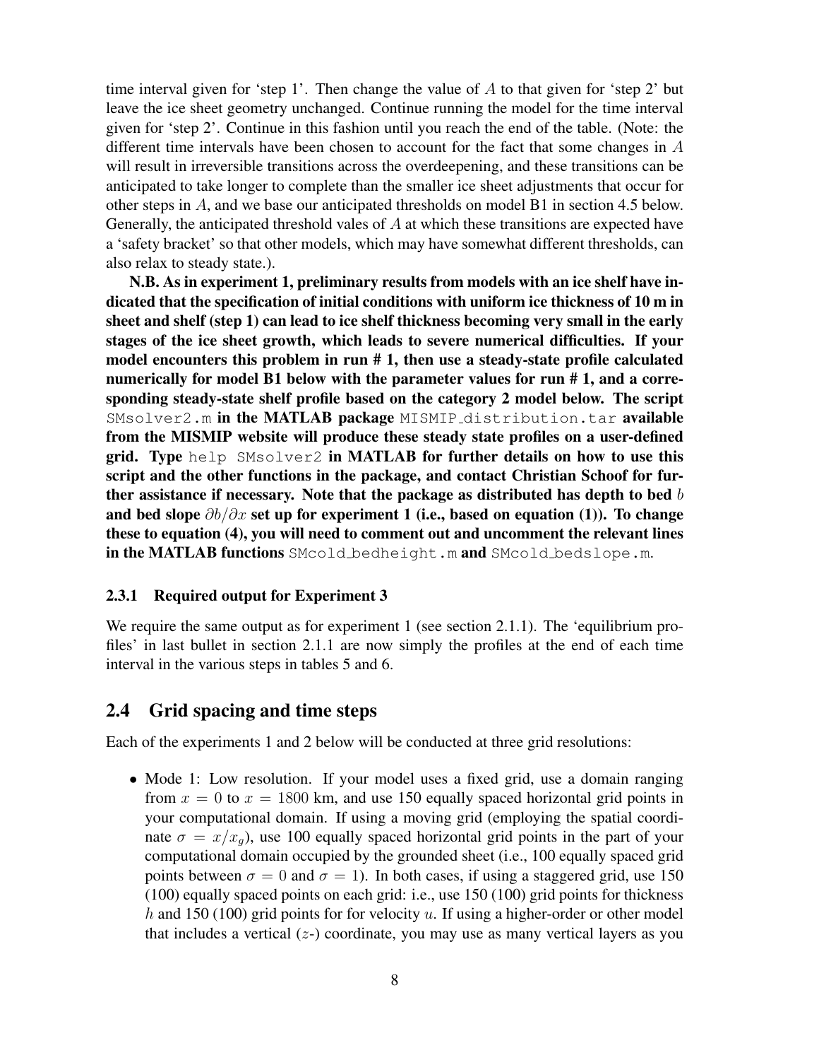time interval given for 'step 1'. Then change the value of $A$ to that given for 'step 2' but leave the ice sheet geometry unchanged. Continue running the model for the time interval given for 'step 2'. Continue in this fashion until you reach the end of the table. (Note: the different time intervals have been chosen to account for the fact that some changes in $A$ will result in irreversible transitions across the overdeepening, and these transitions can be anticipated to take longer to complete than the smaller ice sheet adjustments that occur for other steps in $A$, and we base our anticipated thresholds on model B1 in section 4.5 below. Generally, the anticipated threshold vales of $A$ at which these transitions are expected have a 'safety bracket' so that other models, which may have somewhat different thresholds, can also relax to steady state.).

**N.B. As in experiment 1, preliminary results from models with an ice shelf have indicated that the specification of initial conditions with uniform ice thickness of 10 m in sheet and shelf (step 1) can lead to ice shelf thickness becoming very small in the early stages of the ice sheet growth, which leads to severe numerical difficulties. If your model encounters this problem in run # 1, then use a steady-state profile calculated numerically for model B1 below with the parameter values for run # 1, and a corresponding steady-state shelf profile based on the category 2 model below. The script** `SMsolver2.m` **in the MATLAB package** `MISMIP_distribution.tar` **available from the MISMIP website will produce these steady state profiles on a user-defined grid. Type** `help SMsolver2` **in MATLAB for further details on how to use this script and the other functions in the package, and contact Christian Schoof for further assistance if necessary. Note that the package as distributed has depth to bed $b$ and bed slope $\partial b/\partial x$ set up for experiment 1 (i.e., based on equation (1)). To change these to equation (4), you will need to comment out and uncomment the relevant lines in the MATLAB functions** `SMcold_bedheight.m` **and** `SMcold_bedslope.m`.

### 2.3.1 Required output for Experiment 3

We require the same output as for experiment 1 (see section 2.1.1). The 'equilibrium profiles' in last bullet in section 2.1.1 are now simply the profiles at the end of each time interval in the various steps in tables 5 and 6.

## 2.4 Grid spacing and time steps

Each of the experiments 1 and 2 below will be conducted at three grid resolutions:

- Mode 1: Low resolution. If your model uses a fixed grid, use a domain ranging from $x = 0$ to $x = 1800$ km, and use 150 equally spaced horizontal grid points in your computational domain. If using a moving grid (employing the spatial coordinate $\sigma = x/x_g$), use 100 equally spaced horizontal grid points in the part of your computational domain occupied by the grounded sheet (i.e., 100 equally spaced grid points between $\sigma = 0$ and $\sigma = 1$). In both cases, if using a staggered grid, use 150 (100) equally spaced points on each grid: i.e., use 150 (100) grid points for thickness $h$ and 150 (100) grid points for for velocity $u$. If using a higher-order or other model that includes a vertical ($z$-) coordinate, you may use as many vertical layers as you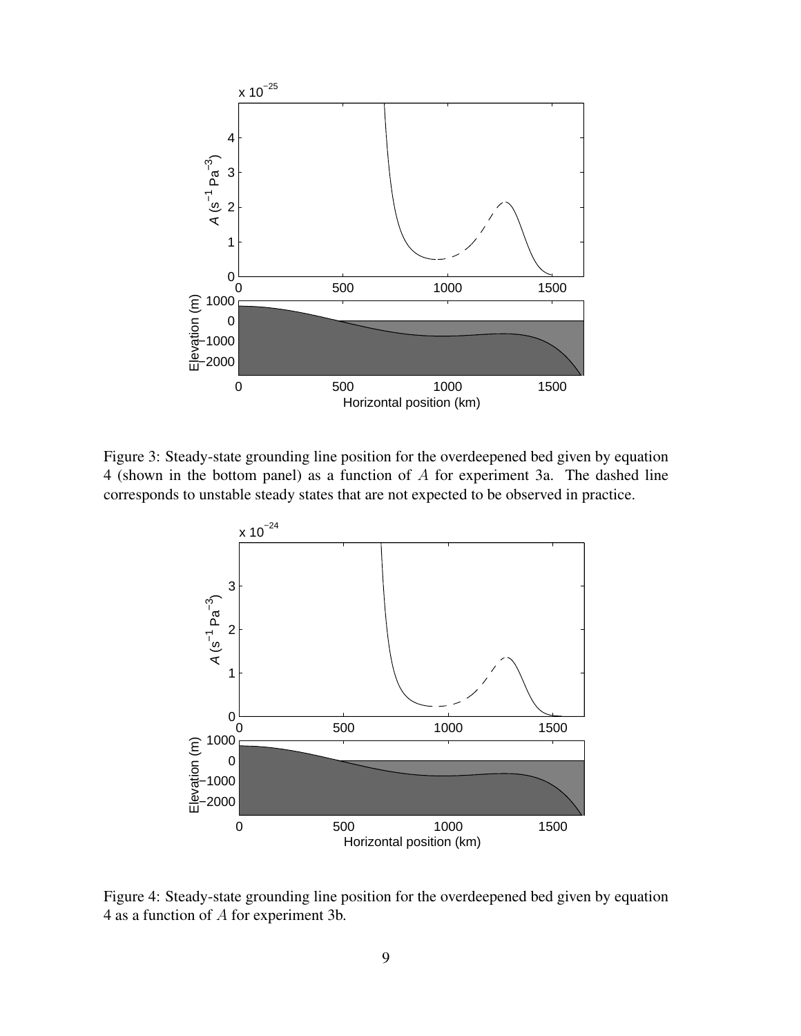Figure 3: Steady-state grounding line position for the overdeepened bed given by equation 4 (shown in the bottom panel) as a function of $A$ for experiment 3a. The dashed line corresponds to unstable steady states that are not expected to be observed in practice.

Figure 4: Steady-state grounding line position for the overdeepened bed given by equation 4 as a function of $A$ for experiment 3b.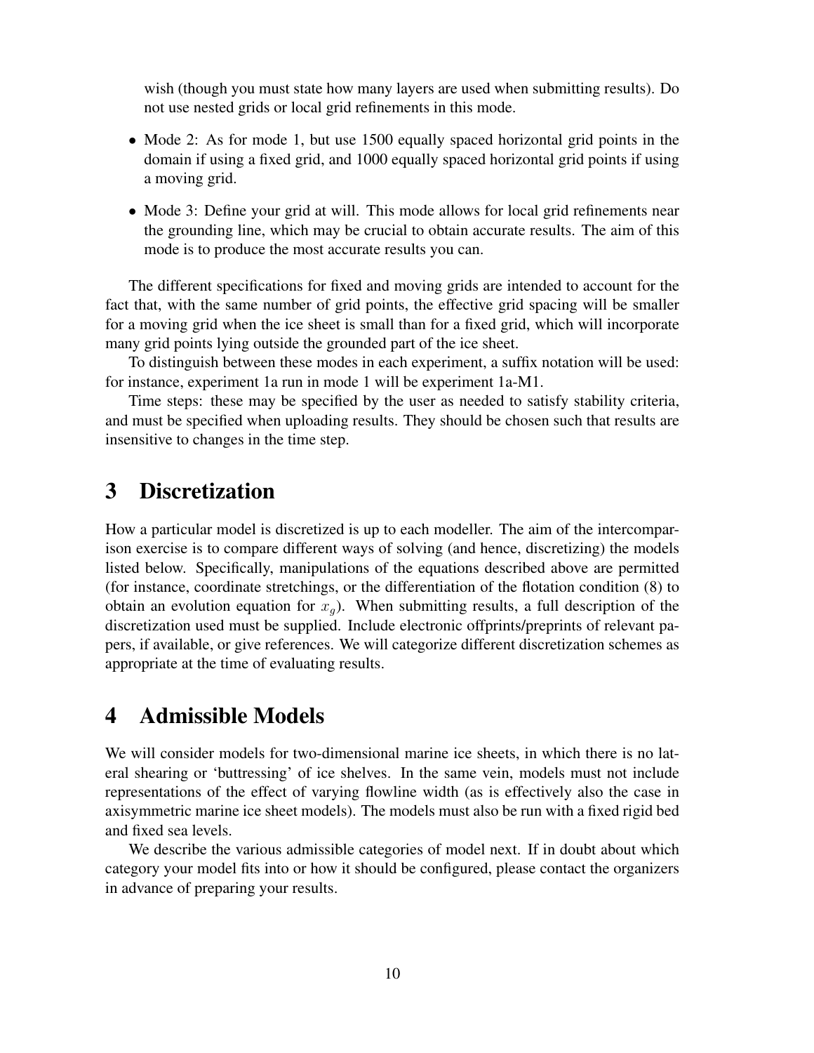wish (though you must state how many layers are used when submitting results). Do not use nested grids or local grid refinements in this mode.

- Mode 2: As for mode 1, but use 1500 equally spaced horizontal grid points in the domain if using a fixed grid, and 1000 equally spaced horizontal grid points if using a moving grid.
- Mode 3: Define your grid at will. This mode allows for local grid refinements near the grounding line, which may be crucial to obtain accurate results. The aim of this mode is to produce the most accurate results you can.

The different specifications for fixed and moving grids are intended to account for the fact that, with the same number of grid points, the effective grid spacing will be smaller for a moving grid when the ice sheet is small than for a fixed grid, which will incorporate many grid points lying outside the grounded part of the ice sheet.

To distinguish between these modes in each experiment, a suffix notation will be used: for instance, experiment 1a run in mode 1 will be experiment 1a-M1.

Time steps: these may be specified by the user as needed to satisfy stability criteria, and must be specified when uploading results. They should be chosen such that results are insensitive to changes in the time step.

# 3 Discretization

How a particular model is discretized is up to each modeller. The aim of the intercomparison exercise is to compare different ways of solving (and hence, discretizing) the models listed below. Specifically, manipulations of the equations described above are permitted (for instance, coordinate stretchings, or the differentiation of the flotation condition (8) to obtain an evolution equation for $x_g$). When submitting results, a full description of the discretization used must be supplied. Include electronic offprints/preprints of relevant papers, if available, or give references. We will categorize different discretization schemes as appropriate at the time of evaluating results.

# 4 Admissible Models

We will consider models for two-dimensional marine ice sheets, in which there is no lateral shearing or 'buttressing' of ice shelves. In the same vein, models must not include representations of the effect of varying flowline width (as is effectively also the case in axisymmetric marine ice sheet models). The models must also be run with a fixed rigid bed and fixed sea levels.

We describe the various admissible categories of model next. If in doubt about which category your model fits into or how it should be configured, please contact the organizers in advance of preparing your results.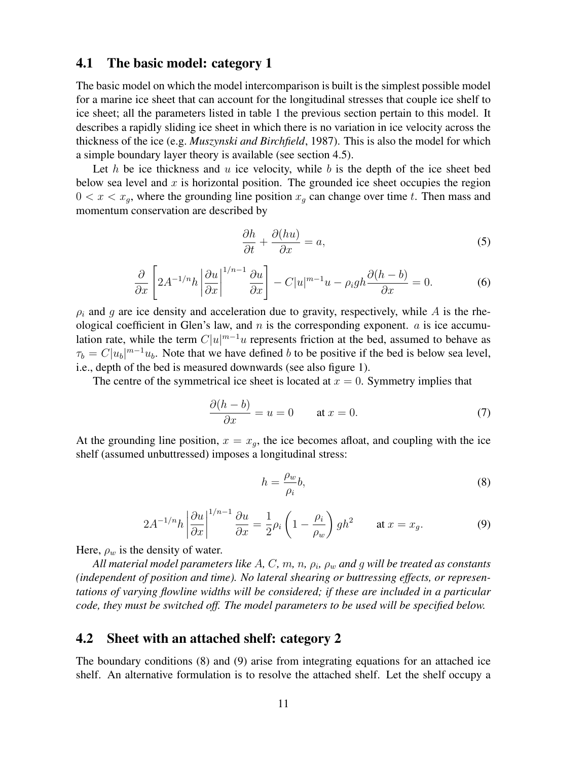## 4.1 The basic model: category 1

The basic model on which the model intercomparison is built is the simplest possible model for a marine ice sheet that can account for the longitudinal stresses that couple ice shelf to ice sheet; all the parameters listed in table 1 the previous section pertain to this model. It describes a rapidly sliding ice sheet in which there is no variation in ice velocity across the thickness of the ice (e.g. *Muszynski and Birchfield*, 1987). This is also the model for which a simple boundary layer theory is available (see section 4.5).

Let $h$ be ice thickness and $u$ ice velocity, while $b$ is the depth of the ice sheet bed below sea level and $x$ is horizontal position. The grounded ice sheet occupies the region $0 < x < x_g$, where the grounding line position $x_g$ can change over time $t$. Then mass and momentum conservation are described by

$$\frac{\partial h}{\partial t} + \frac{\partial (hu)}{\partial x} = a, \tag{5}$$

$$\frac{\partial}{\partial x}\left[2A^{-1/n}h\left|\frac{\partial u}{\partial x}\right|^{1/n-1}\frac{\partial u}{\partial x}\right] - C|u|^{m-1}u - \rho_i g h \frac{\partial (h-b)}{\partial x} = 0. \tag{6}$$

$\rho_i$ and $g$ are ice density and acceleration due to gravity, respectively, while $A$ is the rheological coefficient in Glen's law, and $n$ is the corresponding exponent. $a$ is ice accumulation rate, while the term $C|u|^{m-1}u$ represents friction at the bed, assumed to behave as $\tau_b = C|u_b|^{m-1}u_b$. Note that we have defined $b$ to be positive if the bed is below sea level, i.e., depth of the bed is measured downwards (see also figure 1).

The centre of the symmetrical ice sheet is located at $x = 0$. Symmetry implies that

$$\frac{\partial (h-b)}{\partial x} = u = 0 \qquad \text{at } x = 0. \tag{7}$$

At the grounding line position, $x = x_g$, the ice becomes afloat, and coupling with the ice shelf (assumed unbuttressed) imposes a longitudinal stress:

$$h = \frac{\rho_w}{\rho_i} b, \tag{8}$$

$$2A^{-1/n}h\left|\frac{\partial u}{\partial x}\right|^{1/n-1}\frac{\partial u}{\partial x} = \frac{1}{2}\rho_i\left(1 - \frac{\rho_i}{\rho_w}\right) g h^2 \qquad \text{at } x = x_g. \tag{9}$$

Here, $\rho_w$ is the density of water.

*All material model parameters like $A$, $C$, $m$, $n$, $\rho_i$, $\rho_w$ and $g$ will be treated as constants (independent of position and time). No lateral shearing or buttressing effects, or representations of varying flowline widths will be considered; if these are included in a particular code, they must be switched off. The model parameters to be used will be specified below.*

## 4.2 Sheet with an attached shelf: category 2

The boundary conditions (8) and (9) arise from integrating equations for an attached ice shelf. An alternative formulation is to resolve the attached shelf. Let the shelf occupy a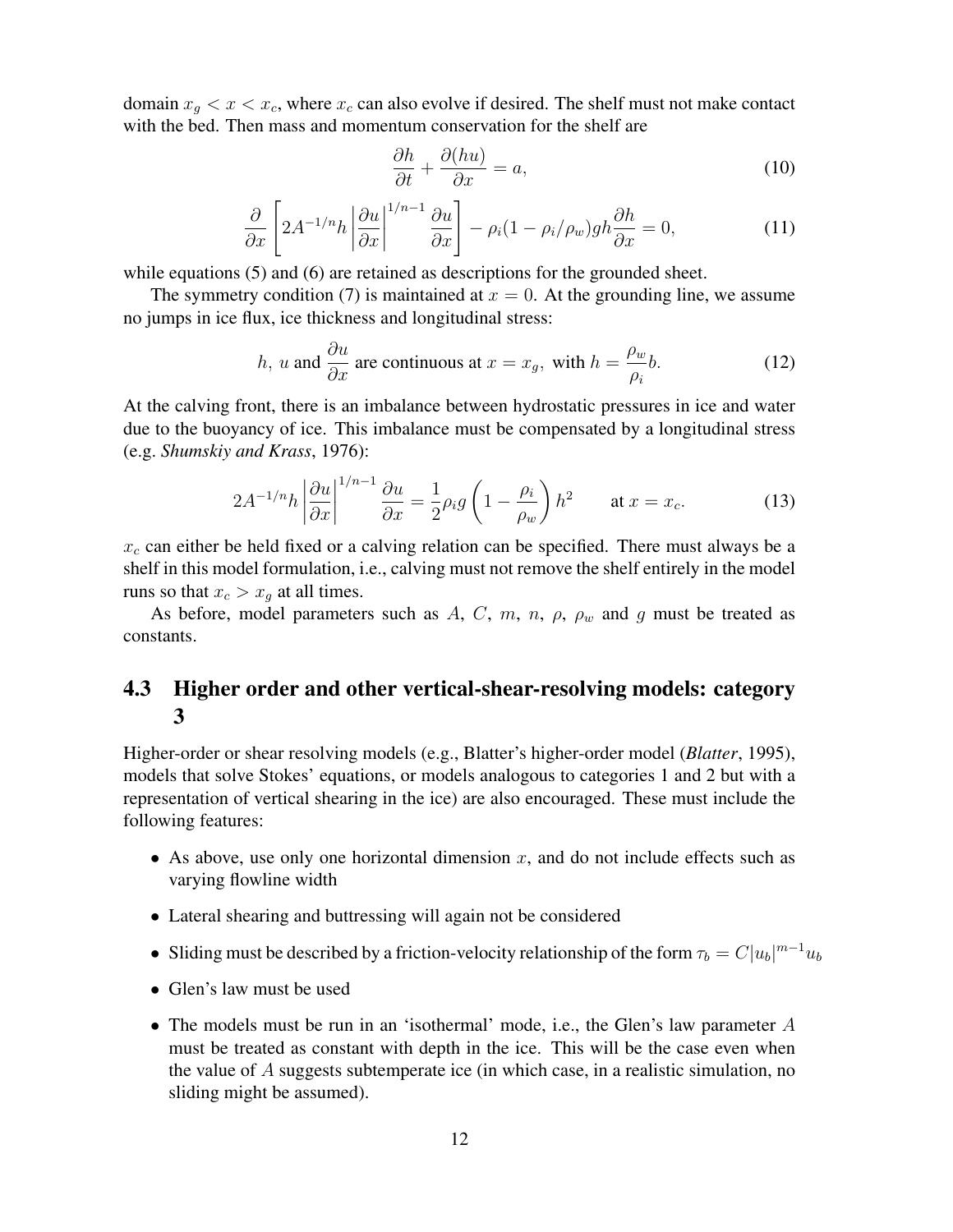domain $x_g < x < x_c$, where $x_c$ can also evolve if desired. The shelf must not make contact with the bed. Then mass and momentum conservation for the shelf are

$$\frac{\partial h}{\partial t} + \frac{\partial (hu)}{\partial x} = a, \tag{10}$$

$$\frac{\partial}{\partial x}\left[2A^{-1/n} h \left|\frac{\partial u}{\partial x}\right|^{1/n-1} \frac{\partial u}{\partial x}\right] - \rho_i(1-\rho_i/\rho_w) g h \frac{\partial h}{\partial x} = 0, \tag{11}$$

while equations (5) and (6) are retained as descriptions for the grounded sheet.

The symmetry condition (7) is maintained at $x = 0$. At the grounding line, we assume no jumps in ice flux, ice thickness and longitudinal stress:

$$h,\ u \text{ and } \frac{\partial u}{\partial x} \text{ are continuous at } x = x_g, \text{ with } h = \frac{\rho_w}{\rho_i} b. \tag{12}$$

At the calving front, there is an imbalance between hydrostatic pressures in ice and water due to the buoyancy of ice. This imbalance must be compensated by a longitudinal stress (e.g. *Shumskiy and Krass*, 1976):

$$2A^{-1/n} h \left|\frac{\partial u}{\partial x}\right|^{1/n-1} \frac{\partial u}{\partial x} = \frac{1}{2}\rho_i g \left(1 - \frac{\rho_i}{\rho_w}\right) h^2 \qquad \text{at } x = x_c. \tag{13}$$

$x_c$ can either be held fixed or a calving relation can be specified. There must always be a shelf in this model formulation, i.e., calving must not remove the shelf entirely in the model runs so that $x_c > x_g$ at all times.

As before, model parameters such as $A$, $C$, $m$, $n$, $\rho$, $\rho_w$ and $g$ must be treated as constants.

## 4.3 Higher order and other vertical-shear-resolving models: category 3

Higher-order or shear resolving models (e.g., Blatter's higher-order model (*Blatter*, 1995), models that solve Stokes' equations, or models analogous to categories 1 and 2 but with a representation of vertical shearing in the ice) are also encouraged. These must include the following features:

- As above, use only one horizontal dimension $x$, and do not include effects such as varying flowline width
- Lateral shearing and buttressing will again not be considered
- Sliding must be described by a friction-velocity relationship of the form $\tau_b = C|u_b|^{m-1}u_b$
- Glen's law must be used
- The models must be run in an 'isothermal' mode, i.e., the Glen's law parameter $A$ must be treated as constant with depth in the ice. This will be the case even when the value of $A$ suggests subtemperate ice (in which case, in a realistic simulation, no sliding might be assumed).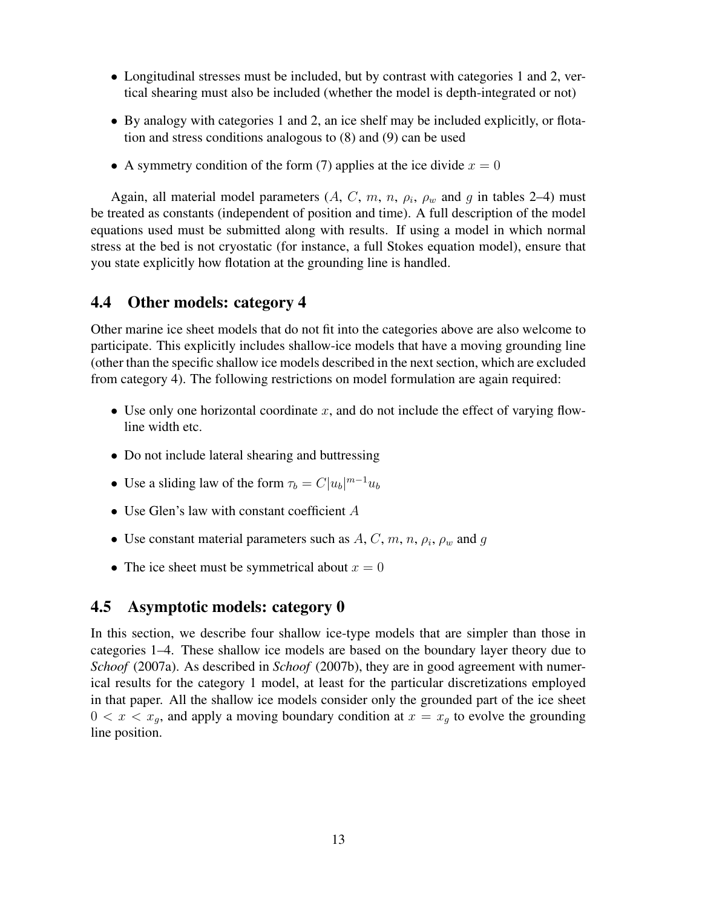- Longitudinal stresses must be included, but by contrast with categories 1 and 2, vertical shearing must also be included (whether the model is depth-integrated or not)
- By analogy with categories 1 and 2, an ice shelf may be included explicitly, or flotation and stress conditions analogous to (8) and (9) can be used
- A symmetry condition of the form (7) applies at the ice divide $x = 0$

Again, all material model parameters ($A$, $C$, $m$, $n$, $\rho_i$, $\rho_w$ and $g$ in tables 2–4) must be treated as constants (independent of position and time). A full description of the model equations used must be submitted along with results. If using a model in which normal stress at the bed is not cryostatic (for instance, a full Stokes equation model), ensure that you state explicitly how flotation at the grounding line is handled.

## 4.4 Other models: category 4

Other marine ice sheet models that do not fit into the categories above are also welcome to participate. This explicitly includes shallow-ice models that have a moving grounding line (other than the specific shallow ice models described in the next section, which are excluded from category 4). The following restrictions on model formulation are again required:

- Use only one horizontal coordinate $x$, and do not include the effect of varying flowline width etc.
- Do not include lateral shearing and buttressing
- Use a sliding law of the form $\tau_b = C|u_b|^{m-1}u_b$
- Use Glen's law with constant coefficient $A$
- Use constant material parameters such as $A$, $C$, $m$, $n$, $\rho_i$, $\rho_w$ and $g$
- The ice sheet must be symmetrical about $x = 0$

## 4.5 Asymptotic models: category 0

In this section, we describe four shallow ice-type models that are simpler than those in categories 1–4. These shallow ice models are based on the boundary layer theory due to *Schoof* (2007a). As described in *Schoof* (2007b), they are in good agreement with numerical results for the category 1 model, at least for the particular discretizations employed in that paper. All the shallow ice models consider only the grounded part of the ice sheet $0 < x < x_g$, and apply a moving boundary condition at $x = x_g$ to evolve the grounding line position.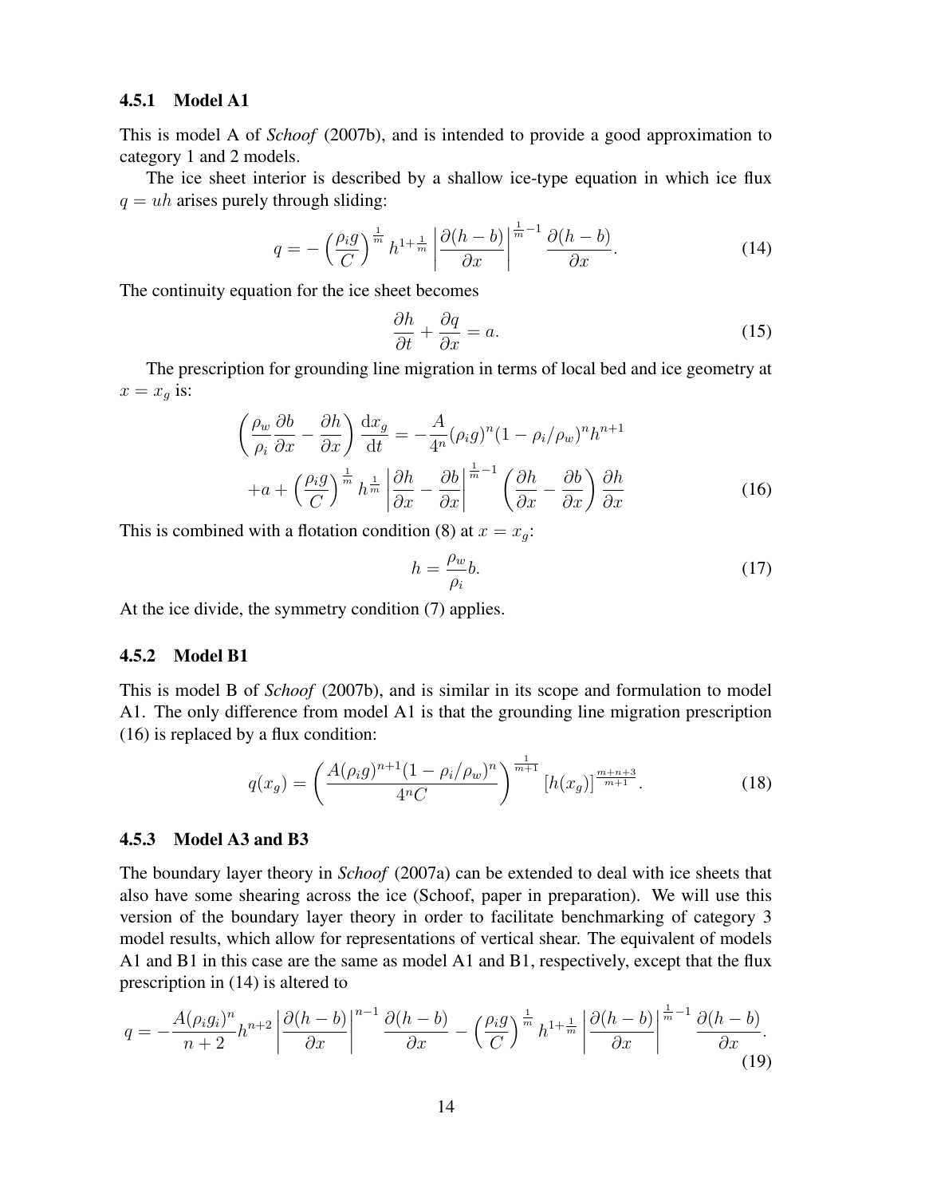#### 4.5.1 Model A1

This is model A of *Schoof* (2007b), and is intended to provide a good approximation to category 1 and 2 models.

The ice sheet interior is described by a shallow ice-type equation in which ice flux $q = uh$ arises purely through sliding:

$$q = -\left(\frac{\rho_i g}{C}\right)^{\frac{1}{m}} h^{1+\frac{1}{m}} \left|\frac{\partial(h-b)}{\partial x}\right|^{\frac{1}{m}-1} \frac{\partial(h-b)}{\partial x}. \tag{14}$$

The continuity equation for the ice sheet becomes

$$\frac{\partial h}{\partial t} + \frac{\partial q}{\partial x} = a. \tag{15}$$

The prescription for grounding line migration in terms of local bed and ice geometry at $x = x_g$ is:

$$\begin{aligned}\left(\frac{\rho_w}{\rho_i}\frac{\partial b}{\partial x} - \frac{\partial h}{\partial x}\right)\frac{\mathrm{d}x_g}{\mathrm{d}t} &= -\frac{A}{4^n}(\rho_i g)^n(1-\rho_i/\rho_w)^n h^{n+1} \\ &+ a + \left(\frac{\rho_i g}{C}\right)^{\frac{1}{m}} h^{\frac{1}{m}} \left|\frac{\partial h}{\partial x} - \frac{\partial b}{\partial x}\right|^{\frac{1}{m}-1} \left(\frac{\partial h}{\partial x} - \frac{\partial b}{\partial x}\right)\frac{\partial h}{\partial x}\end{aligned} \tag{16}$$

This is combined with a flotation condition (8) at $x = x_g$:

$$h = \frac{\rho_w}{\rho_i} b. \tag{17}$$

At the ice divide, the symmetry condition (7) applies.

#### 4.5.2 Model B1

This is model B of *Schoof* (2007b), and is similar in its scope and formulation to model A1. The only difference from model A1 is that the grounding line migration prescription (16) is replaced by a flux condition:

$$q(x_g) = \left(\frac{A(\rho_i g)^{n+1}(1-\rho_i/\rho_w)^n}{4^n C}\right)^{\frac{1}{m+1}} \left[h(x_g)\right]^{\frac{m+n+3}{m+1}}. \tag{18}$$

#### 4.5.3 Model A3 and B3

The boundary layer theory in *Schoof* (2007a) can be extended to deal with ice sheets that also have some shearing across the ice (Schoof, paper in preparation). We will use this version of the boundary layer theory in order to facilitate benchmarking of category 3 model results, which allow for representations of vertical shear. The equivalent of models A1 and B1 in this case are the same as model A1 and B1, respectively, except that the flux prescription in (14) is altered to

$$q = -\frac{A(\rho_i g_i)^n}{n+2} h^{n+2} \left|\frac{\partial(h-b)}{\partial x}\right|^{n-1} \frac{\partial(h-b)}{\partial x} - \left(\frac{\rho_i g}{C}\right)^{\frac{1}{m}} h^{1+\frac{1}{m}} \left|\frac{\partial(h-b)}{\partial x}\right|^{\frac{1}{m}-1} \frac{\partial(h-b)}{\partial x}. \tag{19}$$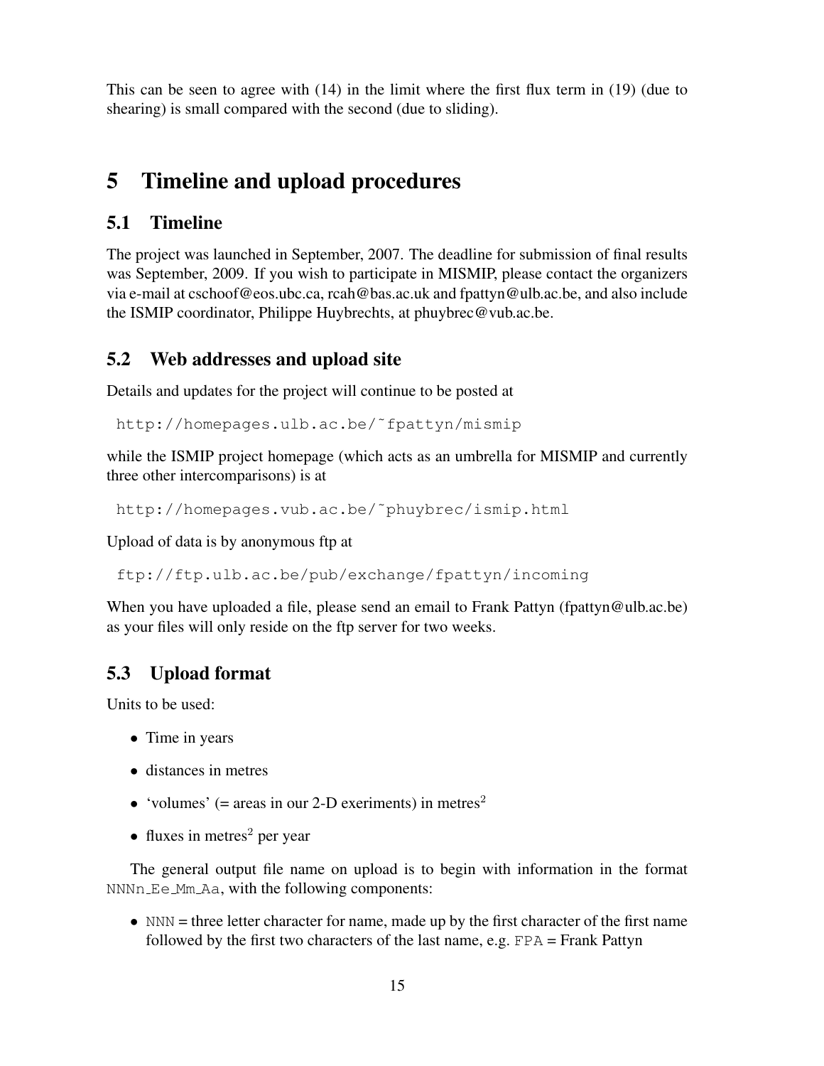This can be seen to agree with (14) in the limit where the first flux term in (19) (due to shearing) is small compared with the second (due to sliding).

# 5 Timeline and upload procedures

## 5.1 Timeline

The project was launched in September, 2007. The deadline for submission of final results was September, 2009. If you wish to participate in MISMIP, please contact the organizers via e-mail at cschoof@eos.ubc.ca, rcah@bas.ac.uk and fpattyn@ulb.ac.be, and also include the ISMIP coordinator, Philippe Huybrechts, at phuybrec@vub.ac.be.

## 5.2 Web addresses and upload site

Details and updates for the project will continue to be posted at

```
http://homepages.ulb.ac.be/~fpattyn/mismip
```

while the ISMIP project homepage (which acts as an umbrella for MISMIP and currently three other intercomparisons) is at

```
http://homepages.vub.ac.be/~phuybrec/ismip.html
```

Upload of data is by anonymous ftp at

```
ftp://ftp.ulb.ac.be/pub/exchange/fpattyn/incoming
```

When you have uploaded a file, please send an email to Frank Pattyn (fpattyn@ulb.ac.be) as your files will only reside on the ftp server for two weeks.

## 5.3 Upload format

Units to be used:

- Time in years
- distances in metres
- 'volumes' (= areas in our 2-D exeriments) in metres$^2$
- fluxes in metres$^2$ per year

The general output file name on upload is to begin with information in the format `NNNn_Ee_Mm_Aa`, with the following components:

- `NNN` = three letter character for name, made up by the first character of the first name followed by the first two characters of the last name, e.g. `FPA` = Frank Pattyn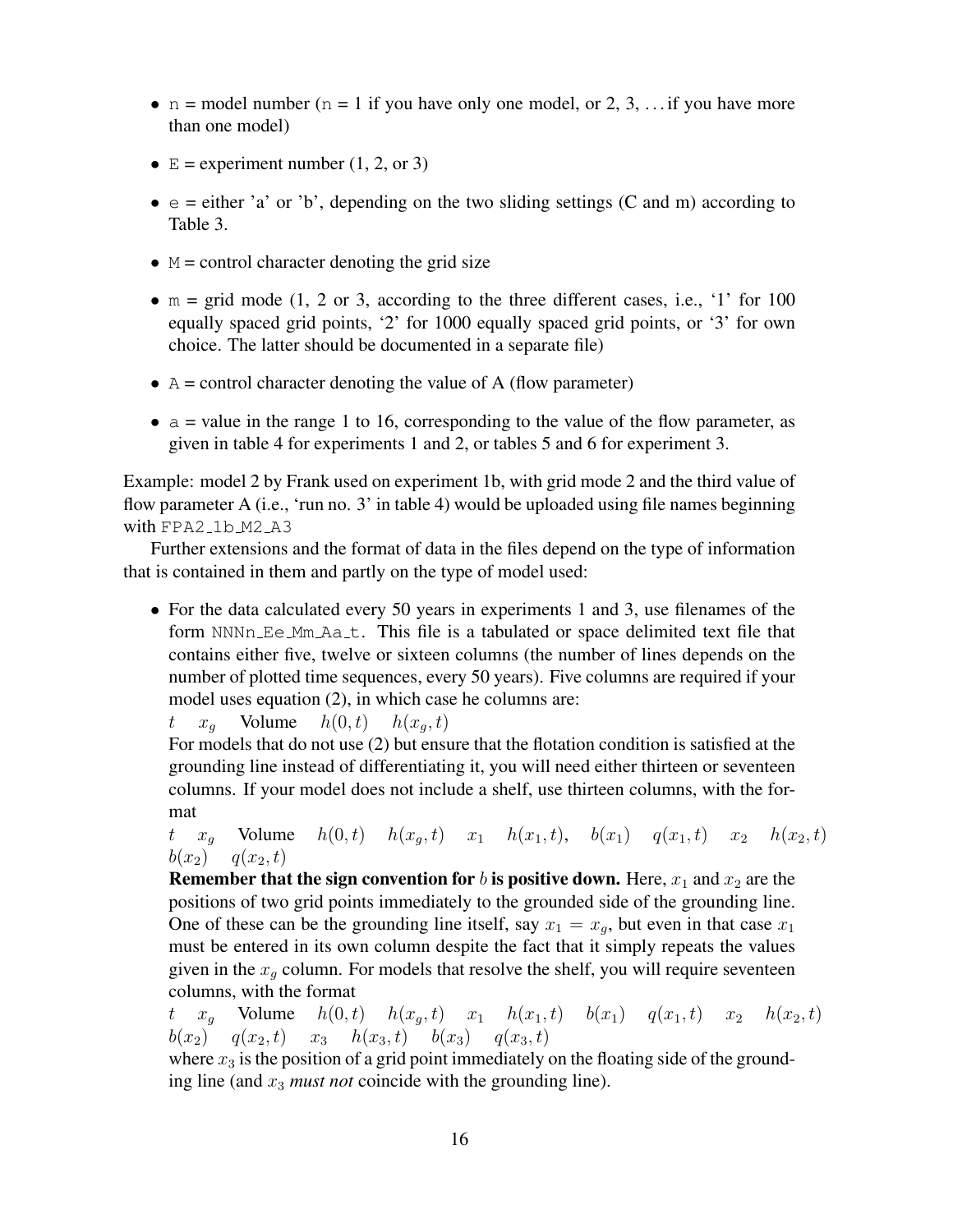- `n` = model number (`n` = 1 if you have only one model, or 2, 3, ... if you have more than one model)
- `E` = experiment number (1, 2, or 3)
- `e` = either 'a' or 'b', depending on the two sliding settings (C and m) according to Table 3.
- `M` = control character denoting the grid size
- `m` = grid mode (1, 2 or 3, according to the three different cases, i.e., '1' for 100 equally spaced grid points, '2' for 1000 equally spaced grid points, or '3' for own choice. The latter should be documented in a separate file)
- `A` = control character denoting the value of A (flow parameter)
- `a` = value in the range 1 to 16, corresponding to the value of the flow parameter, as given in table 4 for experiments 1 and 2, or tables 5 and 6 for experiment 3.

Example: model 2 by Frank used on experiment 1b, with grid mode 2 and the third value of flow parameter A (i.e., 'run no. 3' in table 4) would be uploaded using file names beginning with `FPA2_1b_M2_A3`

Further extensions and the format of data in the files depend on the type of information that is contained in them and partly on the type of model used:

- For the data calculated every 50 years in experiments 1 and 3, use filenames of the form `NNNn_Ee_Mm_Aa_t`. This file is a tabulated or space delimited text file that contains either five, twelve or sixteen columns (the number of lines depends on the number of plotted time sequences, every 50 years). Five columns are required if your model uses equation (2), in which case he columns are:

  $t$ $x_g$ Volume $h(0,t)$ $h(x_g,t)$

  For models that do not use (2) but ensure that the flotation condition is satisfied at the grounding line instead of differentiating it, you will need either thirteen or seventeen columns. If your model does not include a shelf, use thirteen columns, with the format

  $t$ $x_g$ Volume $h(0,t)$ $h(x_g,t)$ $x_1$ $h(x_1,t)$, $b(x_1)$ $q(x_1,t)$ $x_2$ $h(x_2,t)$ $b(x_2)$ $q(x_2,t)$

  **Remember that the sign convention for $b$ is positive down.** Here, $x_1$ and $x_2$ are the positions of two grid points immediately to the grounded side of the grounding line. One of these can be the grounding line itself, say $x_1 = x_g$, but even in that case $x_1$ must be entered in its own column despite the fact that it simply repeats the values given in the $x_g$ column. For models that resolve the shelf, you will require seventeen columns, with the format

  $t$ $x_g$ Volume $h(0,t)$ $h(x_g,t)$ $x_1$ $h(x_1,t)$ $b(x_1)$ $q(x_1,t)$ $x_2$ $h(x_2,t)$ $b(x_2)$ $q(x_2,t)$ $x_3$ $h(x_3,t)$ $b(x_3)$ $q(x_3,t)$

  where $x_3$ is the position of a grid point immediately on the floating side of the grounding line (and $x_3$ *must not* coincide with the grounding line).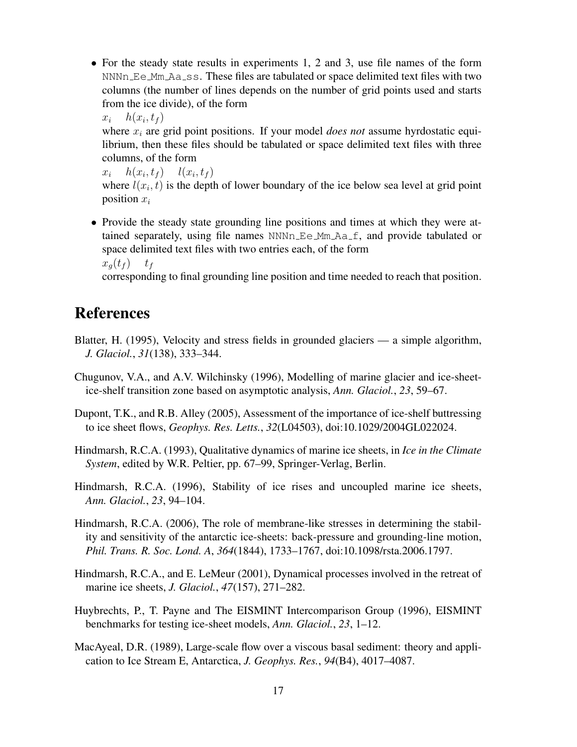- For the steady state results in experiments 1, 2 and 3, use file names of the form `NNNn_Ee_Mm_Aa_ss`. These files are tabulated or space delimited text files with two columns (the number of lines depends on the number of grid points used and starts from the ice divide), of the form

  $x_i \quad h(x_i, t_f)$

  where $x_i$ are grid point positions. If your model *does not* assume hyrdostatic equilibrium, then these files should be tabulated or space delimited text files with three columns, of the form

  $x_i \quad h(x_i, t_f) \quad l(x_i, t_f)$

  where $l(x_i, t)$ is the depth of lower boundary of the ice below sea level at grid point position $x_i$

- Provide the steady state grounding line positions and times at which they were attained separately, using file names `NNNn_Ee_Mm_Aa_f`, and provide tabulated or space delimited text files with two entries each, of the form

  $x_g(t_f) \quad t_f$

  corresponding to final grounding line position and time needed to reach that position.

# References

Blatter, H. (1995), Velocity and stress fields in grounded glaciers — a simple algorithm, *J. Glaciol.*, *31*(138), 333–344.

Chugunov, V.A., and A.V. Wilchinsky (1996), Modelling of marine glacier and ice-sheet-ice-shelf transition zone based on asymptotic analysis, *Ann. Glaciol.*, *23*, 59–67.

Dupont, T.K., and R.B. Alley (2005), Assessment of the importance of ice-shelf buttressing to ice sheet flows, *Geophys. Res. Letts.*, *32*(L04503), doi:10.1029/2004GL022024.

Hindmarsh, R.C.A. (1993), Qualitative dynamics of marine ice sheets, in *Ice in the Climate System*, edited by W.R. Peltier, pp. 67–99, Springer-Verlag, Berlin.

Hindmarsh, R.C.A. (1996), Stability of ice rises and uncoupled marine ice sheets, *Ann. Glaciol.*, *23*, 94–104.

Hindmarsh, R.C.A. (2006), The role of membrane-like stresses in determining the stability and sensitivity of the antarctic ice-sheets: back-pressure and grounding-line motion, *Phil. Trans. R. Soc. Lond. A*, *364*(1844), 1733–1767, doi:10.1098/rsta.2006.1797.

Hindmarsh, R.C.A., and E. LeMeur (2001), Dynamical processes involved in the retreat of marine ice sheets, *J. Glaciol.*, *47*(157), 271–282.

Huybrechts, P., T. Payne and The EISMINT Intercomparison Group (1996), EISMINT benchmarks for testing ice-sheet models, *Ann. Glaciol.*, *23*, 1–12.

MacAyeal, D.R. (1989), Large-scale flow over a viscous basal sediment: theory and application to Ice Stream E, Antarctica, *J. Geophys. Res.*, *94*(B4), 4017–4087.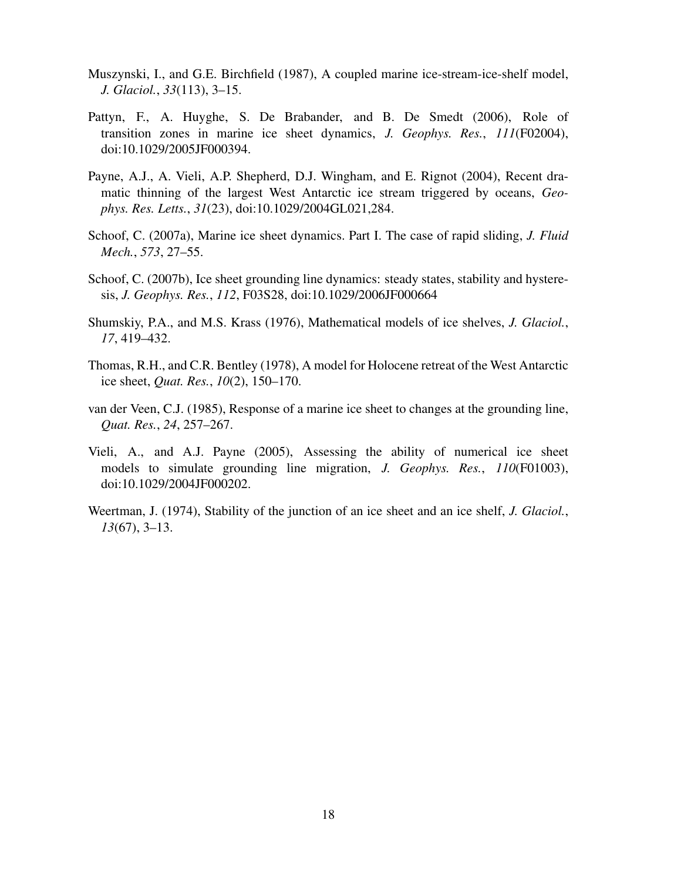Muszynski, I., and G.E. Birchfield (1987), A coupled marine ice-stream-ice-shelf model, *J. Glaciol.*, *33*(113), 3–15.

Pattyn, F., A. Huyghe, S. De Brabander, and B. De Smedt (2006), Role of transition zones in marine ice sheet dynamics, *J. Geophys. Res.*, *111*(F02004), doi:10.1029/2005JF000394.

Payne, A.J., A. Vieli, A.P. Shepherd, D.J. Wingham, and E. Rignot (2004), Recent dramatic thinning of the largest West Antarctic ice stream triggered by oceans, *Geophys. Res. Letts.*, *31*(23), doi:10.1029/2004GL021,284.

Schoof, C. (2007a), Marine ice sheet dynamics. Part I. The case of rapid sliding, *J. Fluid Mech.*, *573*, 27–55.

Schoof, C. (2007b), Ice sheet grounding line dynamics: steady states, stability and hysteresis, *J. Geophys. Res.*, *112*, F03S28, doi:10.1029/2006JF000664

Shumskiy, P.A., and M.S. Krass (1976), Mathematical models of ice shelves, *J. Glaciol.*, *17*, 419–432.

Thomas, R.H., and C.R. Bentley (1978), A model for Holocene retreat of the West Antarctic ice sheet, *Quat. Res.*, *10*(2), 150–170.

van der Veen, C.J. (1985), Response of a marine ice sheet to changes at the grounding line, *Quat. Res.*, *24*, 257–267.

Vieli, A., and A.J. Payne (2005), Assessing the ability of numerical ice sheet models to simulate grounding line migration, *J. Geophys. Res.*, *110*(F01003), doi:10.1029/2004JF000202.

Weertman, J. (1974), Stability of the junction of an ice sheet and an ice shelf, *J. Glaciol.*, *13*(67), 3–13.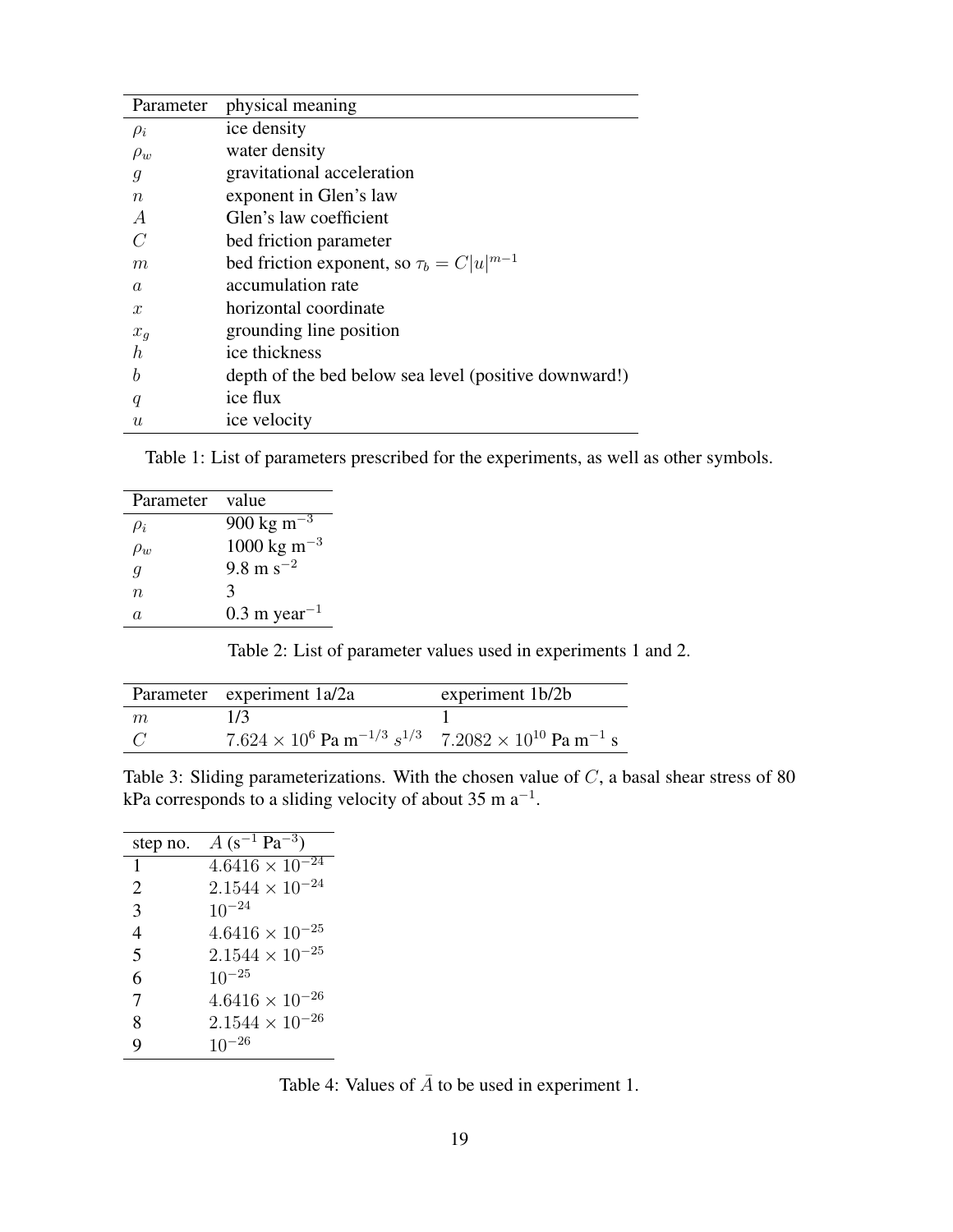| Parameter | physical meaning |
|---|---|
| $\rho_i$ | ice density |
| $\rho_w$ | water density |
| $g$ | gravitational acceleration |
| $n$ | exponent in Glen's law |
| $A$ | Glen's law coefficient |
| $C$ | bed friction parameter |
| $m$ | bed friction exponent, so $\tau_b = C\|u\|^{m-1}$ |
| $a$ | accumulation rate |
| $x$ | horizontal coordinate |
| $x_g$ | grounding line position |
| $h$ | ice thickness |
| $b$ | depth of the bed below sea level (positive downward!) |
| $q$ | ice flux |
| $u$ | ice velocity |

Table 1: List of parameters prescribed for the experiments, as well as other symbols.

| Parameter | value |
|---|---|
| $\rho_i$ | 900 kg m$^{-3}$ |
| $\rho_w$ | 1000 kg m$^{-3}$ |
| $g$ | 9.8 m s$^{-2}$ |
| $n$ | 3 |
| $a$ | 0.3 m year$^{-1}$ |

Table 2: List of parameter values used in experiments 1 and 2.

| Parameter | experiment 1a/2a | experiment 1b/2b |
|---|---|---|
| $m$ | 1/3 | 1 |
| $C$ | $7.624 \times 10^6$ Pa m$^{-1/3}$ $s^{1/3}$ | $7.2082 \times 10^{10}$ Pa m$^{-1}$ s |

Table 3: Sliding parameterizations. With the chosen value of $C$, a basal shear stress of 80 kPa corresponds to a sliding velocity of about 35 m a$^{-1}$.

| step no. | $A$ (s$^{-1}$ Pa$^{-3}$) |
|---|---|
| 1 | $4.6416 \times 10^{-24}$ |
| 2 | $2.1544 \times 10^{-24}$ |
| 3 | $10^{-24}$ |
| 4 | $4.6416 \times 10^{-25}$ |
| 5 | $2.1544 \times 10^{-25}$ |
| 6 | $10^{-25}$ |
| 7 | $4.6416 \times 10^{-26}$ |
| 8 | $2.1544 \times 10^{-26}$ |
| 9 | $10^{-26}$ |

Table 4: Values of $\bar{A}$ to be used in experiment 1.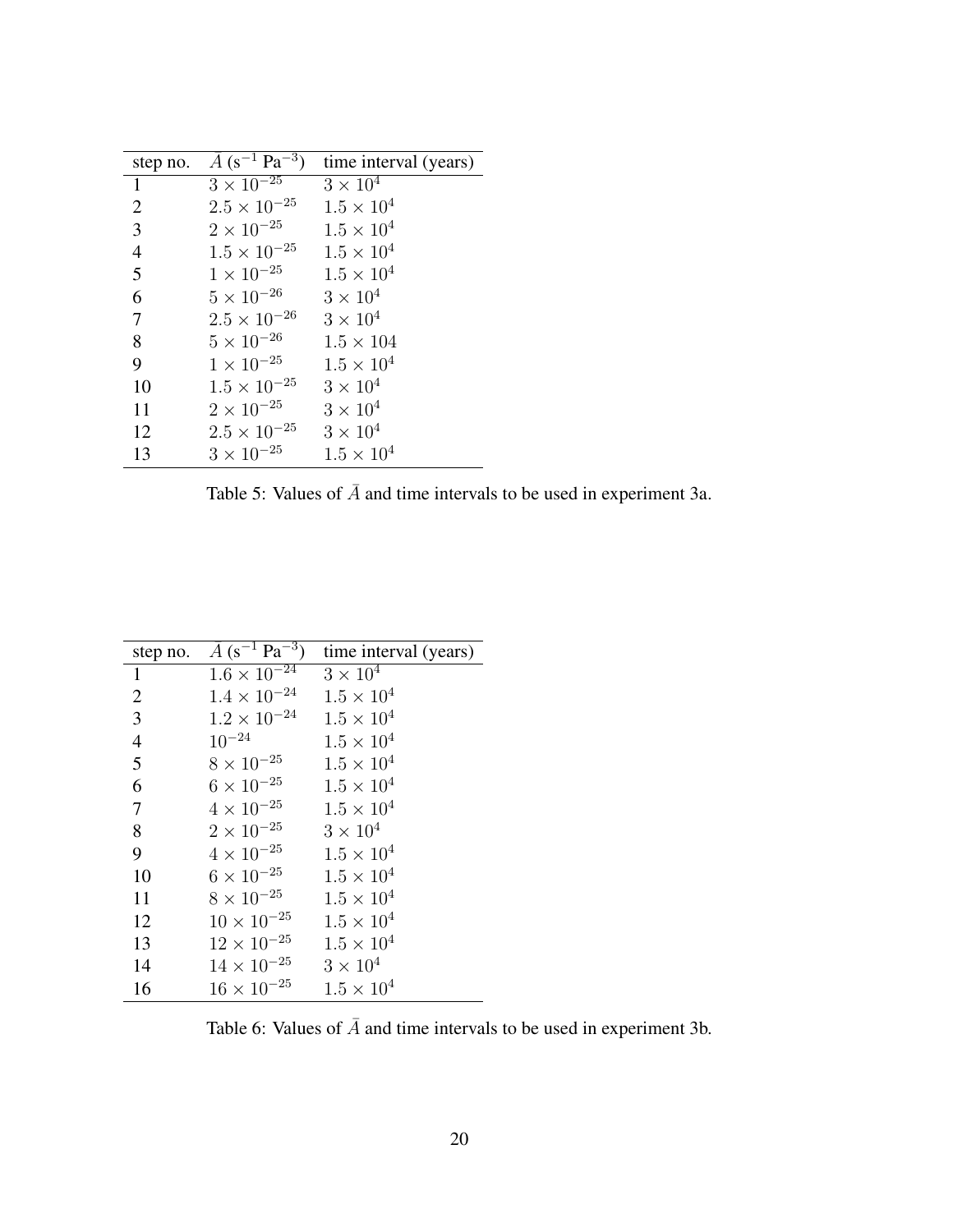| step no. | $\bar{A}$ (s$^{-1}$ Pa$^{-3}$) | time interval (years) |
|---|---|---|
| 1 | $3 \times 10^{-25}$ | $3 \times 10^{4}$ |
| 2 | $2.5 \times 10^{-25}$ | $1.5 \times 10^{4}$ |
| 3 | $2 \times 10^{-25}$ | $1.5 \times 10^{4}$ |
| 4 | $1.5 \times 10^{-25}$ | $1.5 \times 10^{4}$ |
| 5 | $1 \times 10^{-25}$ | $1.5 \times 10^{4}$ |
| 6 | $5 \times 10^{-26}$ | $3 \times 10^{4}$ |
| 7 | $2.5 \times 10^{-26}$ | $3 \times 10^{4}$ |
| 8 | $5 \times 10^{-26}$ | $1.5 \times 104$ |
| 9 | $1 \times 10^{-25}$ | $1.5 \times 10^{4}$ |
| 10 | $1.5 \times 10^{-25}$ | $3 \times 10^{4}$ |
| 11 | $2 \times 10^{-25}$ | $3 \times 10^{4}$ |
| 12 | $2.5 \times 10^{-25}$ | $3 \times 10^{4}$ |
| 13 | $3 \times 10^{-25}$ | $1.5 \times 10^{4}$ |

Table 5: Values of $\bar{A}$ and time intervals to be used in experiment 3a.

| step no. | $\bar{A}$ (s$^{-1}$ Pa$^{-3}$) | time interval (years) |
|---|---|---|
| 1 | $1.6 \times 10^{-24}$ | $3 \times 10^{4}$ |
| 2 | $1.4 \times 10^{-24}$ | $1.5 \times 10^{4}$ |
| 3 | $1.2 \times 10^{-24}$ | $1.5 \times 10^{4}$ |
| 4 | $10^{-24}$ | $1.5 \times 10^{4}$ |
| 5 | $8 \times 10^{-25}$ | $1.5 \times 10^{4}$ |
| 6 | $6 \times 10^{-25}$ | $1.5 \times 10^{4}$ |
| 7 | $4 \times 10^{-25}$ | $1.5 \times 10^{4}$ |
| 8 | $2 \times 10^{-25}$ | $3 \times 10^{4}$ |
| 9 | $4 \times 10^{-25}$ | $1.5 \times 10^{4}$ |
| 10 | $6 \times 10^{-25}$ | $1.5 \times 10^{4}$ |
| 11 | $8 \times 10^{-25}$ | $1.5 \times 10^{4}$ |
| 12 | $10 \times 10^{-25}$ | $1.5 \times 10^{4}$ |
| 13 | $12 \times 10^{-25}$ | $1.5 \times 10^{4}$ |
| 14 | $14 \times 10^{-25}$ | $3 \times 10^{4}$ |
| 16 | $16 \times 10^{-25}$ | $1.5 \times 10^{4}$ |

Table 6: Values of $\bar{A}$ and time intervals to be used in experiment 3b.